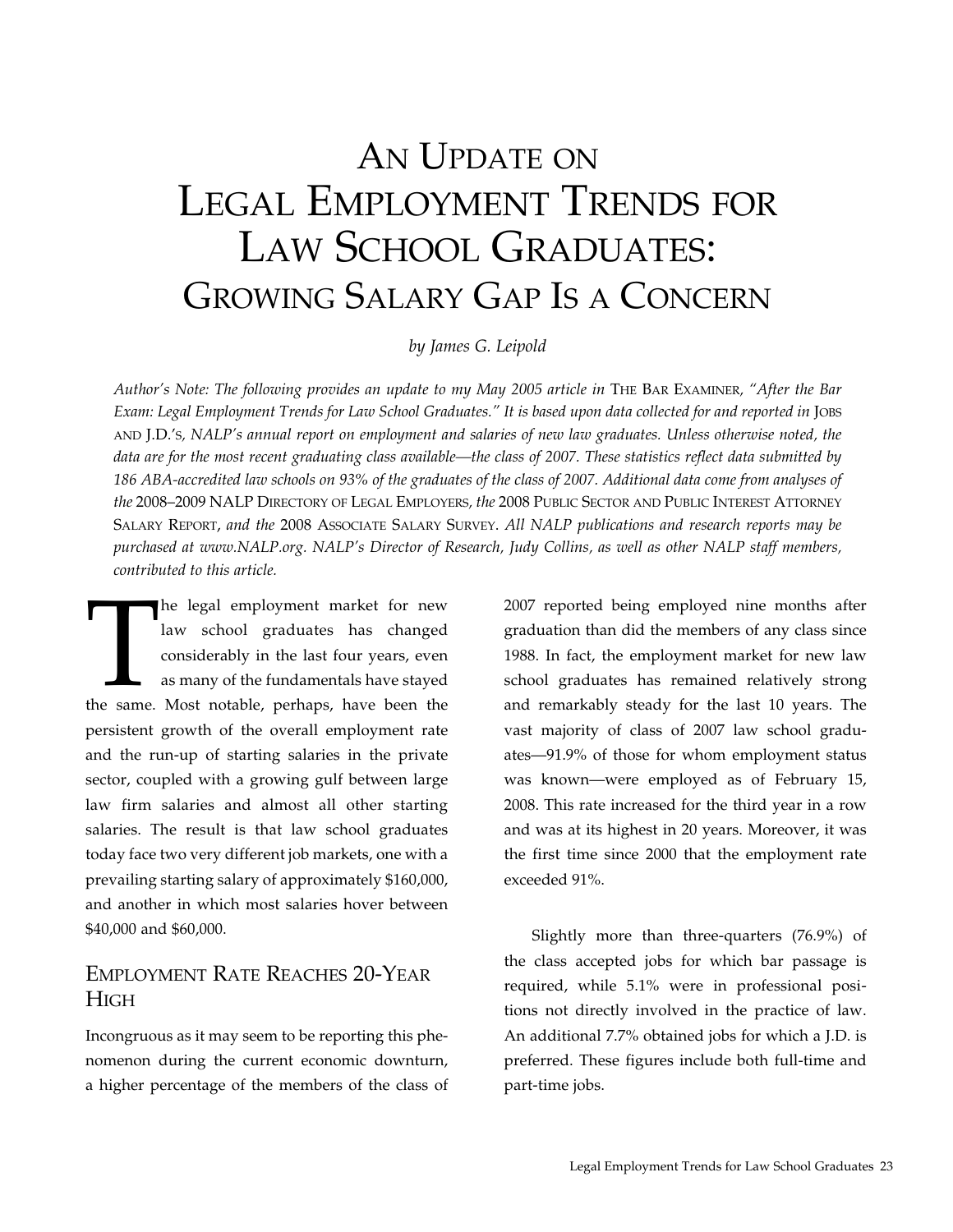# An Update on Legal Employment Trends for Law School Graduates: Growing Salary Gap Is a Concern

*by James G. Leipold*

*Author's Note: The following provides an update to my May 2005 article in* The Bar Examiner, *"After the Bar Exam: Legal Employment Trends for Law School Graduates." It is based upon data collected for and reported in* Jobs and J.D.'s, *NALP's annual report on employment and salaries of new law graduates. Unless otherwise noted, the data are for the most recent graduating class available—the class of 2007. These statistics reflect data submitted by 186 ABA-accredited law schools on 93% of the graduates of the class of 2007. Additional data come from analyses of the* 2008–2009 NALP Directory of Legal Employers, *the* 2008 Public Sector and Public Interest Attorney Salary Report, *and the* 2008 Associate Salary Survey. *All NALP publications and research reports may be purchased at www.NALP.org. NALP's Director of Research, Judy Collins, as well as other NALP staff members, contributed to this article.*

The legal employment market for new law school graduates has changed considerably in the last four years, even as many of the fundamentals have stayed the same. Most notable, perhaps, have been the persistent growth of the overall employment rate and the run-up of starting salaries in the private sector, coupled with a growing gulf between large law firm salaries and almost all other starting salaries. The result is that law school graduates today face two very different job markets, one with a prevailing starting salary of approximately $160,000, and another in which most salaries hover between $40,000 and $60,000.

## Employment Rate Reaches 20-Year High

Incongruous as it may seem to be reporting this phenomenon during the current economic downturn, a higher percentage of the members of the class of 2007 reported being employed nine months after graduation than did the members of any class since 1988. In fact, the employment market for new law school graduates has remained relatively strong and remarkably steady for the last 10 years. The vast majority of class of 2007 law school graduates—91.9% of those for whom employment status was known—were employed as of February 15, 2008. This rate increased for the third year in a row and was at its highest in 20 years. Moreover, it was the first time since 2000 that the employment rate exceeded 91%.

Slightly more than three-quarters (76.9%) of the class accepted jobs for which bar passage is required, while 5.1% were in professional positions not directly involved in the practice of law. An additional 7.7% obtained jobs for which a J.D. is preferred. These figures include both full-time and part-time jobs.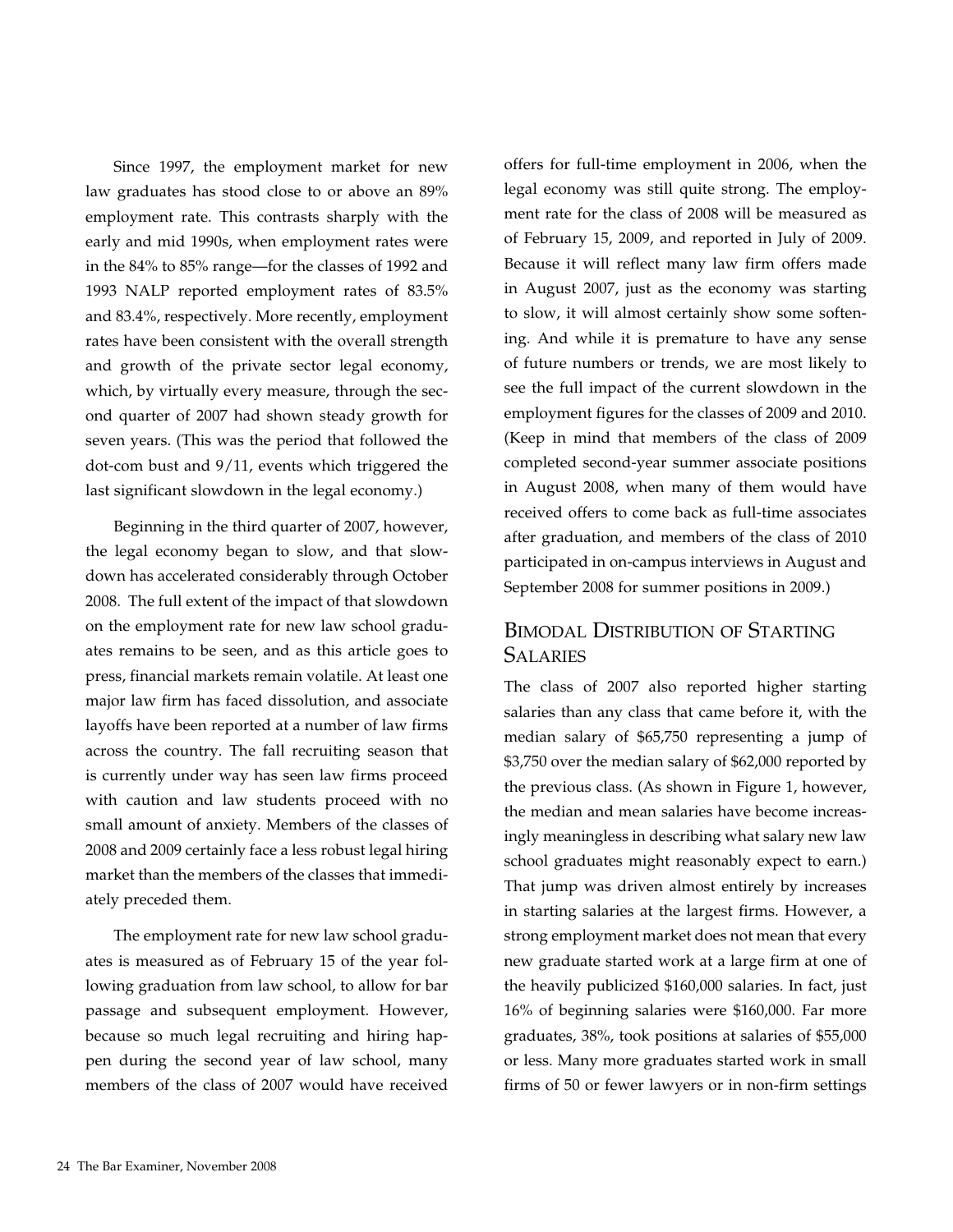Since 1997, the employment market for new law graduates has stood close to or above an 89% employment rate. This contrasts sharply with the early and mid 1990s, when employment rates were in the 84% to 85% range—for the classes of 1992 and 1993 NALP reported employment rates of 83.5% and 83.4%, respectively. More recently, employment rates have been consistent with the overall strength and growth of the private sector legal economy, which, by virtually every measure, through the second quarter of 2007 had shown steady growth for seven years. (This was the period that followed the dot-com bust and 9/11, events which triggered the last significant slowdown in the legal economy.)

Beginning in the third quarter of 2007, however, the legal economy began to slow, and that slowdown has accelerated considerably through October 2008. The full extent of the impact of that slowdown on the employment rate for new law school graduates remains to be seen, and as this article goes to press, financial markets remain volatile. At least one major law firm has faced dissolution, and associate layoffs have been reported at a number of law firms across the country. The fall recruiting season that is currently under way has seen law firms proceed with caution and law students proceed with no small amount of anxiety. Members of the classes of 2008 and 2009 certainly face a less robust legal hiring market than the members of the classes that immediately preceded them.

The employment rate for new law school graduates is measured as of February 15 of the year following graduation from law school, to allow for bar passage and subsequent employment. However, because so much legal recruiting and hiring happen during the second year of law school, many members of the class of 2007 would have received offers for full-time employment in 2006, when the legal economy was still quite strong. The employment rate for the class of 2008 will be measured as of February 15, 2009, and reported in July of 2009. Because it will reflect many law firm offers made in August 2007, just as the economy was starting to slow, it will almost certainly show some softening. And while it is premature to have any sense of future numbers or trends, we are most likely to see the full impact of the current slowdown in the employment figures for the classes of 2009 and 2010. (Keep in mind that members of the class of 2009 completed second-year summer associate positions in August 2008, when many of them would have received offers to come back as full-time associates after graduation, and members of the class of 2010 participated in on-campus interviews in August and September 2008 for summer positions in 2009.)

## Bimodal Distribution of Starting Salaries

The class of 2007 also reported higher starting salaries than any class that came before it, with the median salary of $65,750 representing a jump of $3,750 over the median salary of $62,000 reported by the previous class. (As shown in Figure 1, however, the median and mean salaries have become increasingly meaningless in describing what salary new law school graduates might reasonably expect to earn.) That jump was driven almost entirely by increases in starting salaries at the largest firms. However, a strong employment market does not mean that every new graduate started work at a large firm at one of the heavily publicized $160,000 salaries. In fact, just 16% of beginning salaries were $160,000. Far more graduates, 38%, took positions at salaries of $55,000 or less. Many more graduates started work in small firms of 50 or fewer lawyers or in non-firm settings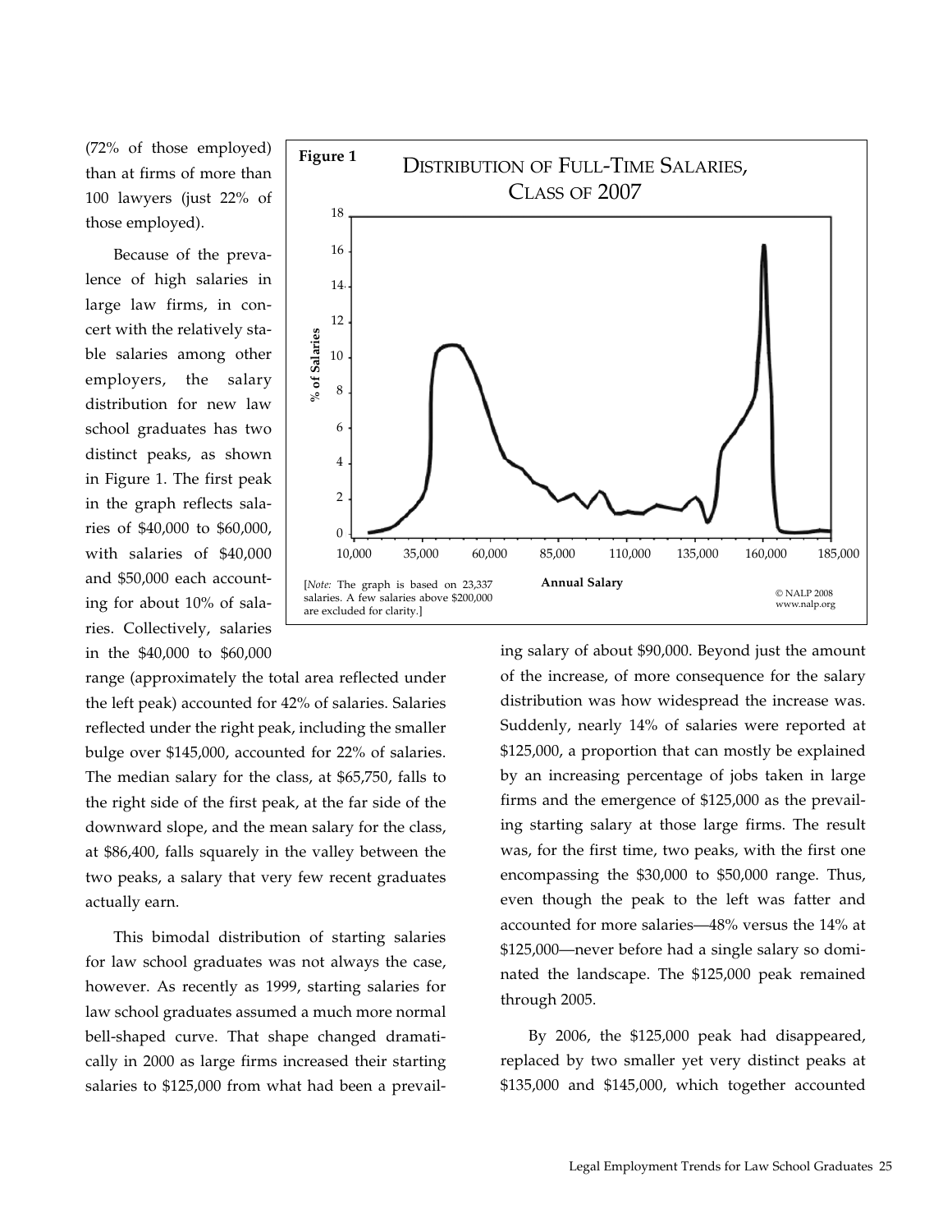(72% of those employed) than at firms of more than 100 lawyers (just 22% of those employed).

**Figure 1**

DISTRIBUTION OF FULL-TIME SALARIES, CLASS OF 2007

[*Note:* The graph is based on 23,337 salaries. A few salaries above $200,000 are excluded for clarity.]

© NALP 2008 www.nalp.org

Because of the prevalence of high salaries in large law firms, in concert with the relatively stable salaries among other employers, the salary distribution for new law school graduates has two distinct peaks, as shown in Figure 1. The first peak in the graph reflects salaries of $40,000 to $60,000, with salaries of $40,000 and $50,000 each accounting for about 10% of salaries. Collectively, salaries in the $40,000 to $60,000 range (approximately the total area reflected under the left peak) accounted for 42% of salaries. Salaries reflected under the right peak, including the smaller bulge over $145,000, accounted for 22% of salaries. The median salary for the class, at $65,750, falls to the right side of the first peak, at the far side of the downward slope, and the mean salary for the class, at $86,400, falls squarely in the valley between the two peaks, a salary that very few recent graduates actually earn.

This bimodal distribution of starting salaries for law school graduates was not always the case, however. As recently as 1999, starting salaries for law school graduates assumed a much more normal bell-shaped curve. That shape changed dramatically in 2000 as large firms increased their starting salaries to $125,000 from what had been a prevailing salary of about $90,000. Beyond just the amount of the increase, of more consequence for the salary distribution was how widespread the increase was. Suddenly, nearly 14% of salaries were reported at $125,000, a proportion that can mostly be explained by an increasing percentage of jobs taken in large firms and the emergence of $125,000 as the prevailing starting salary at those large firms. The result was, for the first time, two peaks, with the first one encompassing the $30,000 to $50,000 range. Thus, even though the peak to the left was fatter and accounted for more salaries—48% versus the 14% at $125,000—never before had a single salary so dominated the landscape. The $125,000 peak remained through 2005.

By 2006, the $125,000 peak had disappeared, replaced by two smaller yet very distinct peaks at $135,000 and $145,000, which together accounted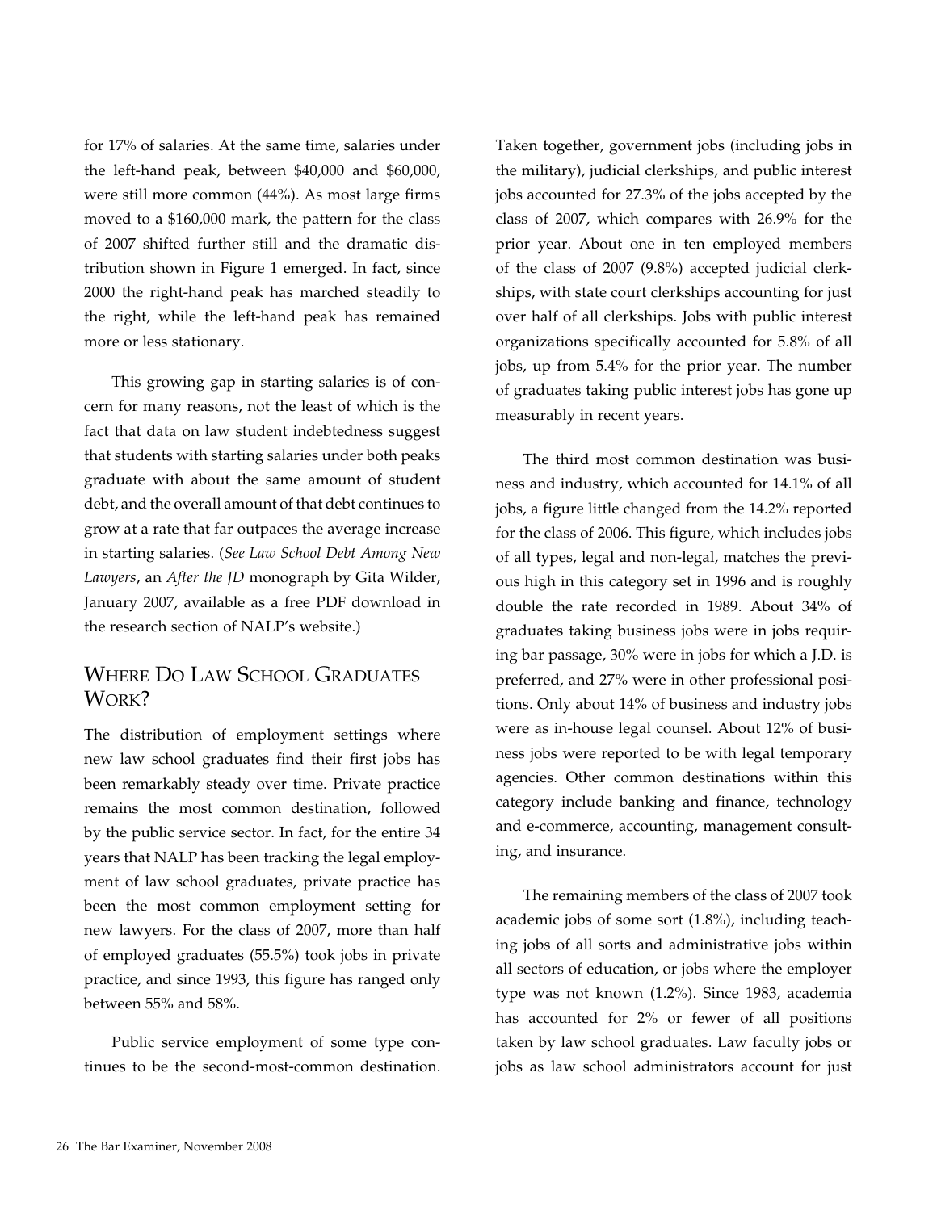for 17% of salaries. At the same time, salaries under the left-hand peak, between $40,000 and $60,000, were still more common (44%). As most large firms moved to a $160,000 mark, the pattern for the class of 2007 shifted further still and the dramatic distribution shown in Figure 1 emerged. In fact, since 2000 the right-hand peak has marched steadily to the right, while the left-hand peak has remained more or less stationary.

This growing gap in starting salaries is of concern for many reasons, not the least of which is the fact that data on law student indebtedness suggest that students with starting salaries under both peaks graduate with about the same amount of student debt, and the overall amount of that debt continues to grow at a rate that far outpaces the average increase in starting salaries. (*See Law School Debt Among New Lawyers*, an *After the JD* monograph by Gita Wilder, January 2007, available as a free PDF download in the research section of NALP's website.)

## Where Do Law School Graduates Work?

The distribution of employment settings where new law school graduates find their first jobs has been remarkably steady over time. Private practice remains the most common destination, followed by the public service sector. In fact, for the entire 34 years that NALP has been tracking the legal employment of law school graduates, private practice has been the most common employment setting for new lawyers. For the class of 2007, more than half of employed graduates (55.5%) took jobs in private practice, and since 1993, this figure has ranged only between 55% and 58%.

Public service employment of some type continues to be the second-most-common destination. Taken together, government jobs (including jobs in the military), judicial clerkships, and public interest jobs accounted for 27.3% of the jobs accepted by the class of 2007, which compares with 26.9% for the prior year. About one in ten employed members of the class of 2007 (9.8%) accepted judicial clerkships, with state court clerkships accounting for just over half of all clerkships. Jobs with public interest organizations specifically accounted for 5.8% of all jobs, up from 5.4% for the prior year. The number of graduates taking public interest jobs has gone up measurably in recent years.

The third most common destination was business and industry, which accounted for 14.1% of all jobs, a figure little changed from the 14.2% reported for the class of 2006. This figure, which includes jobs of all types, legal and non-legal, matches the previous high in this category set in 1996 and is roughly double the rate recorded in 1989. About 34% of graduates taking business jobs were in jobs requiring bar passage, 30% were in jobs for which a J.D. is preferred, and 27% were in other professional positions. Only about 14% of business and industry jobs were as in-house legal counsel. About 12% of business jobs were reported to be with legal temporary agencies. Other common destinations within this category include banking and finance, technology and e-commerce, accounting, management consulting, and insurance.

The remaining members of the class of 2007 took academic jobs of some sort (1.8%), including teaching jobs of all sorts and administrative jobs within all sectors of education, or jobs where the employer type was not known (1.2%). Since 1983, academia has accounted for 2% or fewer of all positions taken by law school graduates. Law faculty jobs or jobs as law school administrators account for just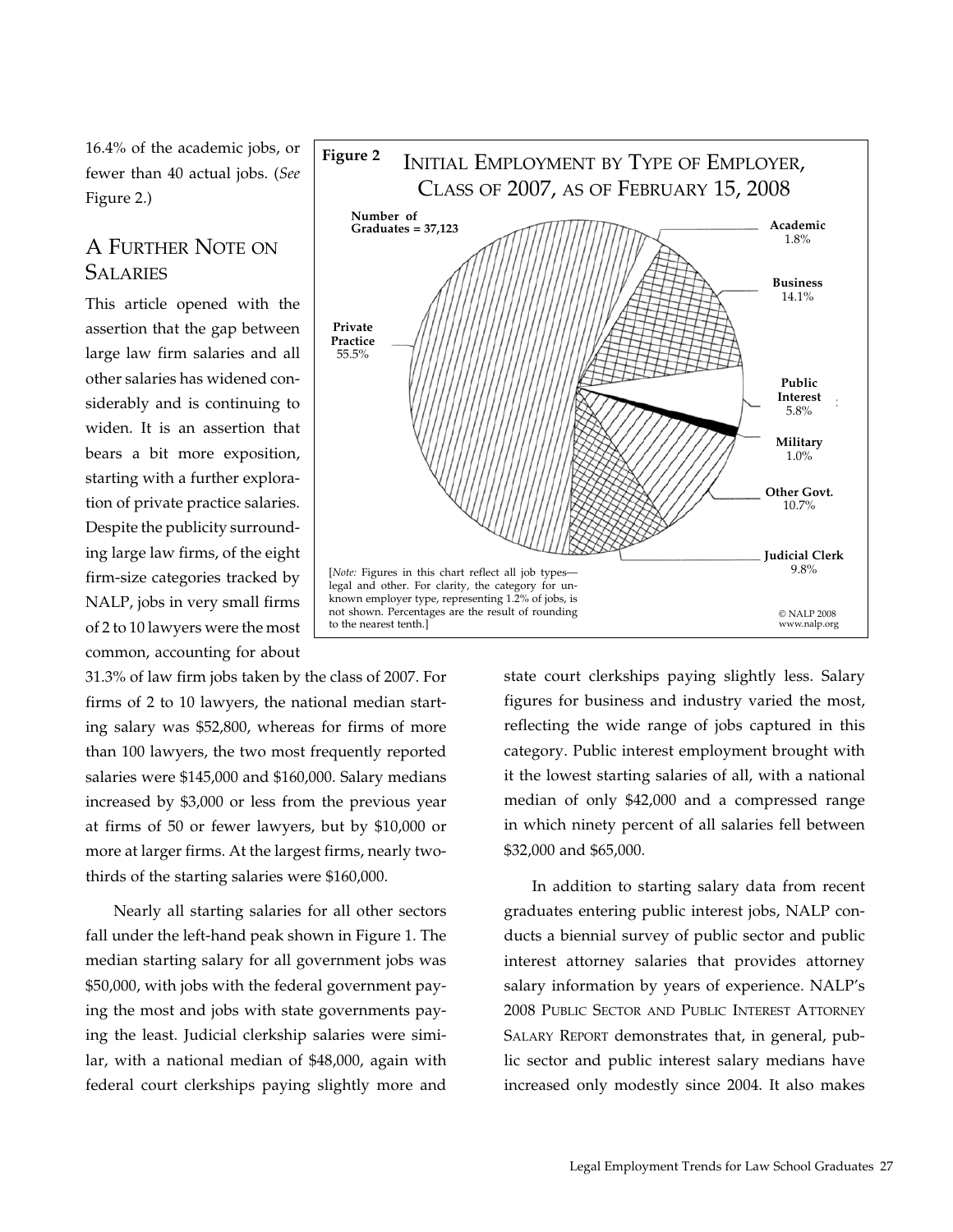16.4% of the academic jobs, or fewer than 40 actual jobs. (*See* Figure 2.)

**Figure 2** INITIAL EMPLOYMENT BY TYPE OF EMPLOYER, CLASS OF 2007, AS OF FEBRUARY 15, 2008

Number of Graduates = 37,123

- Private Practice 55.5%
- Academic 1.8%
- Business 14.1%
- Public Interest 5.8%
- Military 1.0%
- Other Govt. 10.7%
- Judicial Clerk 9.8%

[*Note:* Figures in this chart reflect all job types—legal and other. For clarity, the category for unknown employer type, representing 1.2% of jobs, is not shown. Percentages are the result of rounding to the nearest tenth.]

© NALP 2008
www.nalp.org

## A FURTHER NOTE ON SALARIES

This article opened with the assertion that the gap between large law firm salaries and all other salaries has widened considerably and is continuing to widen. It is an assertion that bears a bit more exposition, starting with a further exploration of private practice salaries. Despite the publicity surrounding large law firms, of the eight firm-size categories tracked by NALP, jobs in very small firms of 2 to 10 lawyers were the most common, accounting for about 31.3% of law firm jobs taken by the class of 2007. For firms of 2 to 10 lawyers, the national median starting salary was $52,800, whereas for firms of more than 100 lawyers, the two most frequently reported salaries were $145,000 and $160,000. Salary medians increased by $3,000 or less from the previous year at firms of 50 or fewer lawyers, but by $10,000 or more at larger firms. At the largest firms, nearly two-thirds of the starting salaries were $160,000.

Nearly all starting salaries for all other sectors fall under the left-hand peak shown in Figure 1. The median starting salary for all government jobs was $50,000, with jobs with the federal government paying the most and jobs with state governments paying the least. Judicial clerkship salaries were similar, with a national median of $48,000, again with federal court clerkships paying slightly more and state court clerkships paying slightly less. Salary figures for business and industry varied the most, reflecting the wide range of jobs captured in this category. Public interest employment brought with it the lowest starting salaries of all, with a national median of only $42,000 and a compressed range in which ninety percent of all salaries fell between $32,000 and $65,000.

In addition to starting salary data from recent graduates entering public interest jobs, NALP conducts a biennial survey of public sector and public interest attorney salaries that provides attorney salary information by years of experience. NALP's 2008 PUBLIC SECTOR AND PUBLIC INTEREST ATTORNEY SALARY REPORT demonstrates that, in general, public sector and public interest salary medians have increased only modestly since 2004. It also makes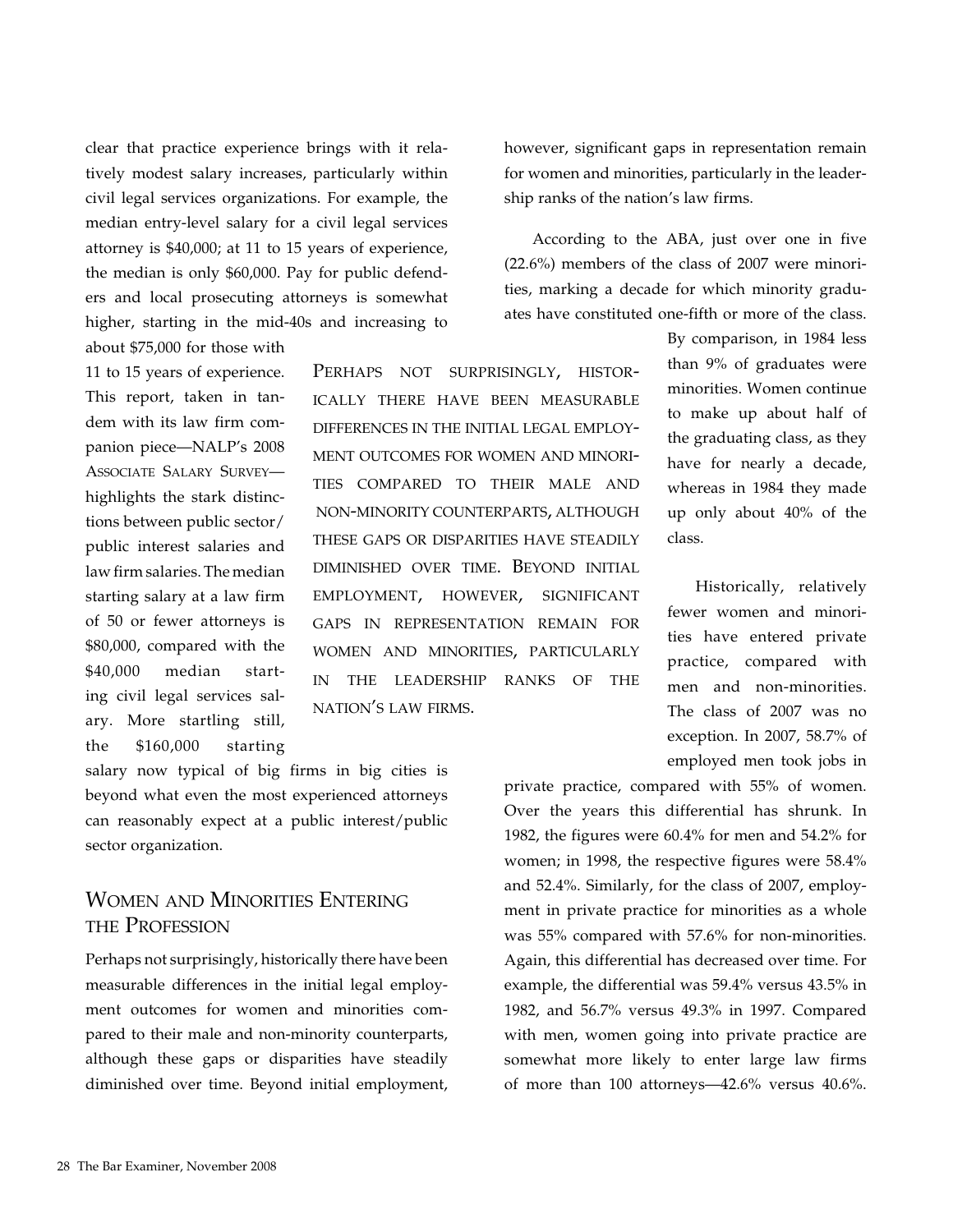clear that practice experience brings with it relatively modest salary increases, particularly within civil legal services organizations. For example, the median entry-level salary for a civil legal services attorney is $40,000; at 11 to 15 years of experience, the median is only $60,000. Pay for public defenders and local prosecuting attorneys is somewhat higher, starting in the mid-40s and increasing to about $75,000 for those with 11 to 15 years of experience. This report, taken in tandem with its law firm companion piece—NALP's 2008 Associate Salary Survey—highlights the stark distinctions between public sector/public interest salaries and law firm salaries. The median starting salary at a law firm of 50 or fewer attorneys is $80,000, compared with the $40,000 median starting civil legal services salary. More startling still, the $160,000 starting salary now typical of big firms in big cities is beyond what even the most experienced attorneys can reasonably expect at a public interest/public sector organization.

> Perhaps not surprisingly, historically there have been measurable differences in the initial legal employment outcomes for women and minorities compared to their male and non-minority counterparts, although these gaps or disparities have steadily diminished over time. Beyond initial employment, however, significant gaps in representation remain for women and minorities, particularly in the leadership ranks of the nation's law firms.

## Women and Minorities Entering the Profession

Perhaps not surprisingly, historically there have been measurable differences in the initial legal employment outcomes for women and minorities compared to their male and non-minority counterparts, although these gaps or disparities have steadily diminished over time. Beyond initial employment, however, significant gaps in representation remain for women and minorities, particularly in the leadership ranks of the nation's law firms.

According to the ABA, just over one in five (22.6%) members of the class of 2007 were minorities, marking a decade for which minority graduates have constituted one-fifth or more of the class. By comparison, in 1984 less than 9% of graduates were minorities. Women continue to make up about half of the graduating class, as they have for nearly a decade, whereas in 1984 they made up only about 40% of the class.

Historically, relatively fewer women and minorities have entered private practice, compared with men and non-minorities. The class of 2007 was no exception. In 2007, 58.7% of employed men took jobs in private practice, compared with 55% of women. Over the years this differential has shrunk. In 1982, the figures were 60.4% for men and 54.2% for women; in 1998, the respective figures were 58.4% and 52.4%. Similarly, for the class of 2007, employment in private practice for minorities as a whole was 55% compared with 57.6% for non-minorities. Again, this differential has decreased over time. For example, the differential was 59.4% versus 43.5% in 1982, and 56.7% versus 49.3% in 1997. Compared with men, women going into private practice are somewhat more likely to enter large law firms of more than 100 attorneys—42.6% versus 40.6%.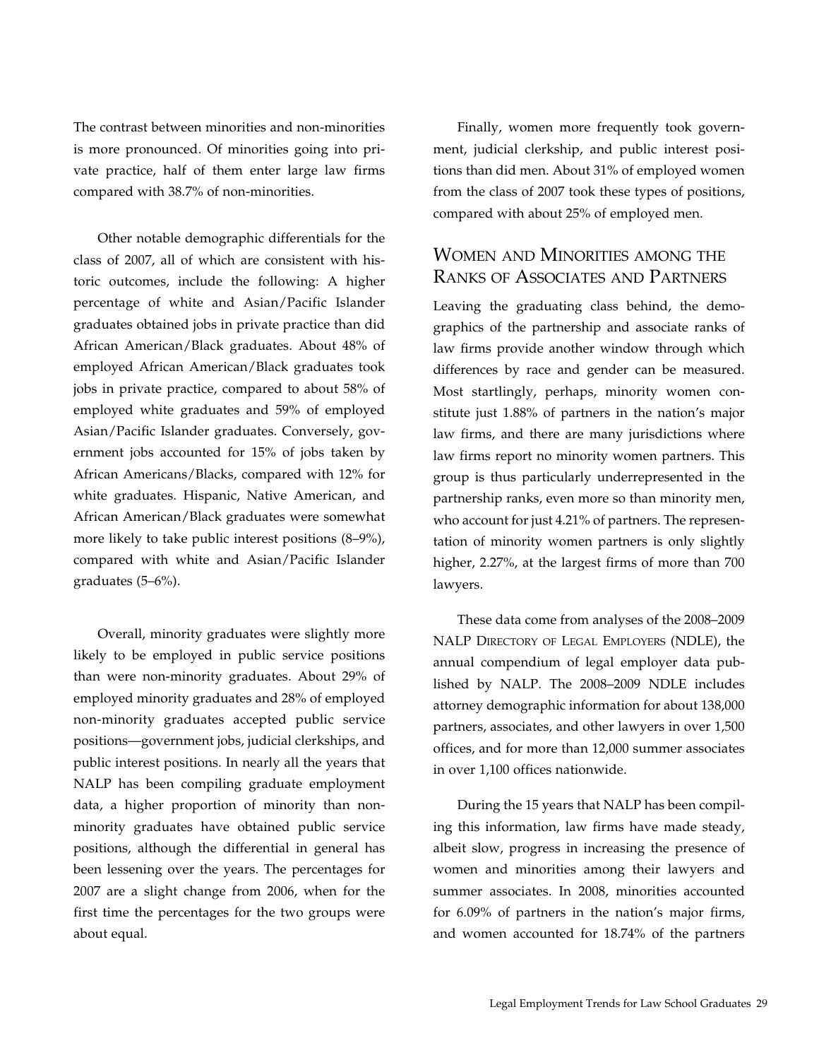The contrast between minorities and non-minorities is more pronounced. Of minorities going into private practice, half of them enter large law firms compared with 38.7% of non-minorities.

Other notable demographic differentials for the class of 2007, all of which are consistent with historic outcomes, include the following: A higher percentage of white and Asian/Pacific Islander graduates obtained jobs in private practice than did African American/Black graduates. About 48% of employed African American/Black graduates took jobs in private practice, compared to about 58% of employed white graduates and 59% of employed Asian/Pacific Islander graduates. Conversely, government jobs accounted for 15% of jobs taken by African Americans/Blacks, compared with 12% for white graduates. Hispanic, Native American, and African American/Black graduates were somewhat more likely to take public interest positions (8–9%), compared with white and Asian/Pacific Islander graduates (5–6%).

Overall, minority graduates were slightly more likely to be employed in public service positions than were non-minority graduates. About 29% of employed minority graduates and 28% of employed non-minority graduates accepted public service positions—government jobs, judicial clerkships, and public interest positions. In nearly all the years that NALP has been compiling graduate employment data, a higher proportion of minority than non-minority graduates have obtained public service positions, although the differential in general has been lessening over the years. The percentages for 2007 are a slight change from 2006, when for the first time the percentages for the two groups were about equal.

Finally, women more frequently took government, judicial clerkship, and public interest positions than did men. About 31% of employed women from the class of 2007 took these types of positions, compared with about 25% of employed men.

## Women and Minorities among the Ranks of Associates and Partners

Leaving the graduating class behind, the demographics of the partnership and associate ranks of law firms provide another window through which differences by race and gender can be measured. Most startlingly, perhaps, minority women constitute just 1.88% of partners in the nation's major law firms, and there are many jurisdictions where law firms report no minority women partners. This group is thus particularly underrepresented in the partnership ranks, even more so than minority men, who account for just 4.21% of partners. The representation of minority women partners is only slightly higher, 2.27%, at the largest firms of more than 700 lawyers.

These data come from analyses of the 2008–2009 NALP Directory of Legal Employers (NDLE), the annual compendium of legal employer data published by NALP. The 2008–2009 NDLE includes attorney demographic information for about 138,000 partners, associates, and other lawyers in over 1,500 offices, and for more than 12,000 summer associates in over 1,100 offices nationwide.

During the 15 years that NALP has been compiling this information, law firms have made steady, albeit slow, progress in increasing the presence of women and minorities among their lawyers and summer associates. In 2008, minorities accounted for 6.09% of partners in the nation's major firms, and women accounted for 18.74% of the partners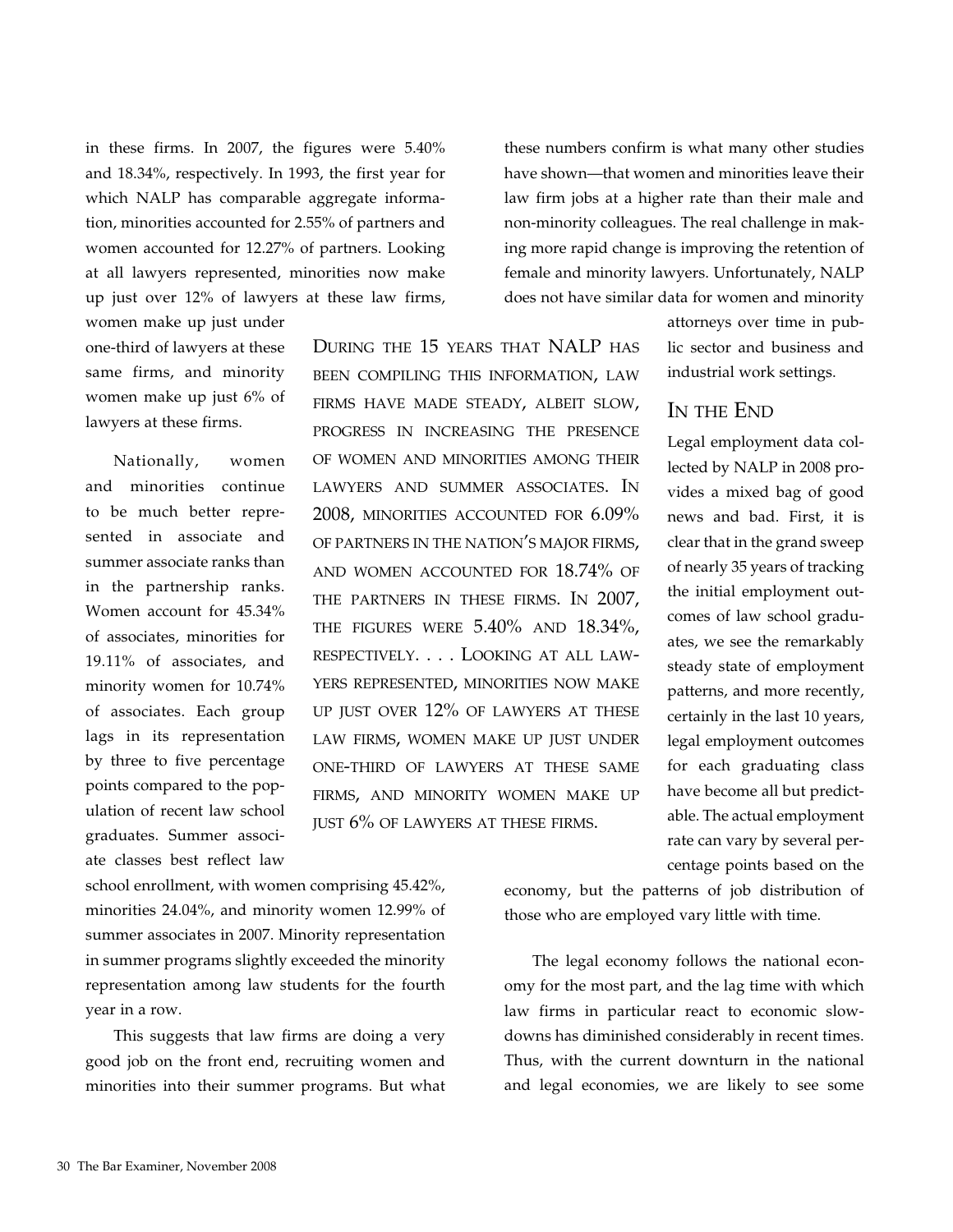in these firms. In 2007, the figures were 5.40% and 18.34%, respectively. In 1993, the first year for which NALP has comparable aggregate information, minorities accounted for 2.55% of partners and women accounted for 12.27% of partners. Looking at all lawyers represented, minorities now make up just over 12% of lawyers at these law firms, women make up just under one-third of lawyers at these same firms, and minority women make up just 6% of lawyers at these firms.

Nationally, women and minorities continue to be much better represented in associate and summer associate ranks than in the partnership ranks. Women account for 45.34% of associates, minorities for 19.11% of associates, and minority women for 10.74% of associates. Each group lags in its representation by three to five percentage points compared to the population of recent law school graduates. Summer associate classes best reflect law school enrollment, with women comprising 45.42%, minorities 24.04%, and minority women 12.99% of summer associates in 2007. Minority representation in summer programs slightly exceeded the minority representation among law students for the fourth year in a row.

This suggests that law firms are doing a very good job on the front end, recruiting women and minorities into their summer programs. But what these numbers confirm is what many other studies have shown—that women and minorities leave their law firm jobs at a higher rate than their male and non-minority colleagues. The real challenge in making more rapid change is improving the retention of female and minority lawyers. Unfortunately, NALP does not have similar data for women and minority attorneys over time in public sector and business and industrial work settings.

> During the 15 years that NALP has been compiling this information, law firms have made steady, albeit slow, progress in increasing the presence of women and minorities among their lawyers and summer associates. In 2008, minorities accounted for 6.09% of partners in the nation's major firms, and women accounted for 18.74% of the partners in these firms. In 2007, the figures were 5.40% and 18.34%, respectively. . . . Looking at all lawyers represented, minorities now make up just over 12% of lawyers at these law firms, women make up just under one-third of lawyers at these same firms, and minority women make up just 6% of lawyers at these firms.

## In the End

Legal employment data collected by NALP in 2008 provides a mixed bag of good news and bad. First, it is clear that in the grand sweep of nearly 35 years of tracking the initial employment outcomes of law school graduates, we see the remarkably steady state of employment patterns, and more recently, certainly in the last 10 years, legal employment outcomes for each graduating class have become all but predictable. The actual employment rate can vary by several percentage points based on the economy, but the patterns of job distribution of those who are employed vary little with time.

The legal economy follows the national economy for the most part, and the lag time with which law firms in particular react to economic slowdowns has diminished considerably in recent times. Thus, with the current downturn in the national and legal economies, we are likely to see some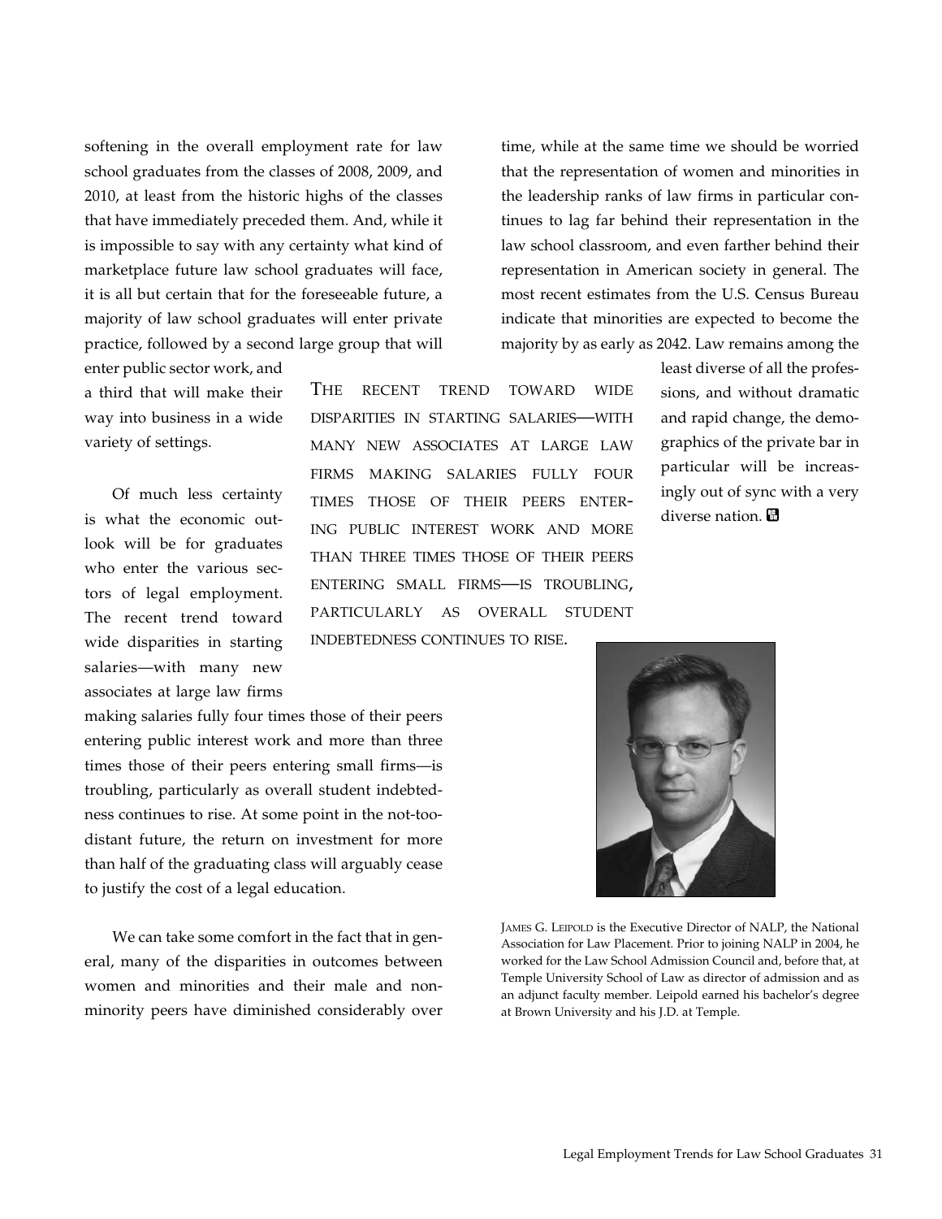softening in the overall employment rate for law school graduates from the classes of 2008, 2009, and 2010, at least from the historic highs of the classes that have immediately preceded them. And, while it is impossible to say with any certainty what kind of marketplace future law school graduates will face, it is all but certain that for the foreseeable future, a majority of law school graduates will enter private practice, followed by a second large group that will enter public sector work, and a third that will make their way into business in a wide variety of settings.

Of much less certainty is what the economic outlook will be for graduates who enter the various sectors of legal employment. The recent trend toward wide disparities in starting salaries—with many new associates at large law firms making salaries fully four times those of their peers entering public interest work and more than three times those of their peers entering small firms—is troubling, particularly as overall student indebtedness continues to rise. At some point in the not-too-distant future, the return on investment for more than half of the graduating class will arguably cease to justify the cost of a legal education.

> THE RECENT TREND TOWARD WIDE DISPARITIES IN STARTING SALARIES—WITH MANY NEW ASSOCIATES AT LARGE LAW FIRMS MAKING SALARIES FULLY FOUR TIMES THOSE OF THEIR PEERS ENTERING PUBLIC INTEREST WORK AND MORE THAN THREE TIMES THOSE OF THEIR PEERS ENTERING SMALL FIRMS—IS TROUBLING, PARTICULARLY AS OVERALL STUDENT INDEBTEDNESS CONTINUES TO RISE.

We can take some comfort in the fact that in general, many of the disparities in outcomes between women and minorities and their male and non-minority peers have diminished considerably over time, while at the same time we should be worried that the representation of women and minorities in the leadership ranks of law firms in particular continues to lag far behind their representation in the law school classroom, and even farther behind their representation in American society in general. The most recent estimates from the U.S. Census Bureau indicate that minorities are expected to become the majority by as early as 2042. Law remains among the least diverse of all the professions, and without dramatic and rapid change, the demographics of the private bar in particular will be increasingly out of sync with a very diverse nation.

JAMES G. LEIPOLD is the Executive Director of NALP, the National Association for Law Placement. Prior to joining NALP in 2004, he worked for the Law School Admission Council and, before that, at Temple University School of Law as director of admission and as an adjunct faculty member. Leipold earned his bachelor's degree at Brown University and his J.D. at Temple.